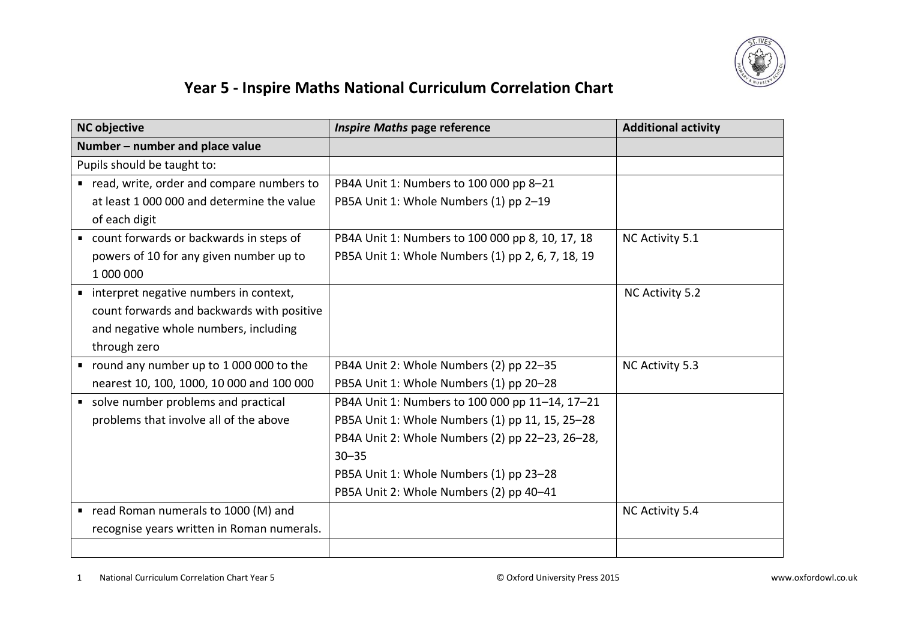# Year 5 - Inspire Maths National Curriculum Correlation Chart

| NC objective | *Inspire Maths* page reference | Additional activity |
|---|---|---|
| **Number – number and place value** | | |
| Pupils should be taught to: | | |
| ▪ read, write, order and compare numbers to at least 1 000 000 and determine the value of each digit | PB4A Unit 1: Numbers to 100 000 pp 8–21<br>PB5A Unit 1: Whole Numbers (1) pp 2–19 | |
| ▪ count forwards or backwards in steps of powers of 10 for any given number up to 1 000 000 | PB4A Unit 1: Numbers to 100 000 pp 8, 10, 17, 18<br>PB5A Unit 1: Whole Numbers (1) pp 2, 6, 7, 18, 19 | NC Activity 5.1 |
| ▪ interpret negative numbers in context, count forwards and backwards with positive and negative whole numbers, including through zero | | NC Activity 5.2 |
| ▪ round any number up to 1 000 000 to the nearest 10, 100, 1000, 10 000 and 100 000 | PB4A Unit 2: Whole Numbers (2) pp 22–35<br>PB5A Unit 1: Whole Numbers (1) pp 20–28 | NC Activity 5.3 |
| ▪ solve number problems and practical problems that involve all of the above | PB4A Unit 1: Numbers to 100 000 pp 11–14, 17–21<br>PB5A Unit 1: Whole Numbers (1) pp 11, 15, 25–28<br>PB4A Unit 2: Whole Numbers (2) pp 22–23, 26–28, 30–35<br>PB5A Unit 1: Whole Numbers (1) pp 23–28<br>PB5A Unit 2: Whole Numbers (2) pp 40–41 | |
| ▪ read Roman numerals to 1000 (M) and recognise years written in Roman numerals. | | NC Activity 5.4 |
| | | |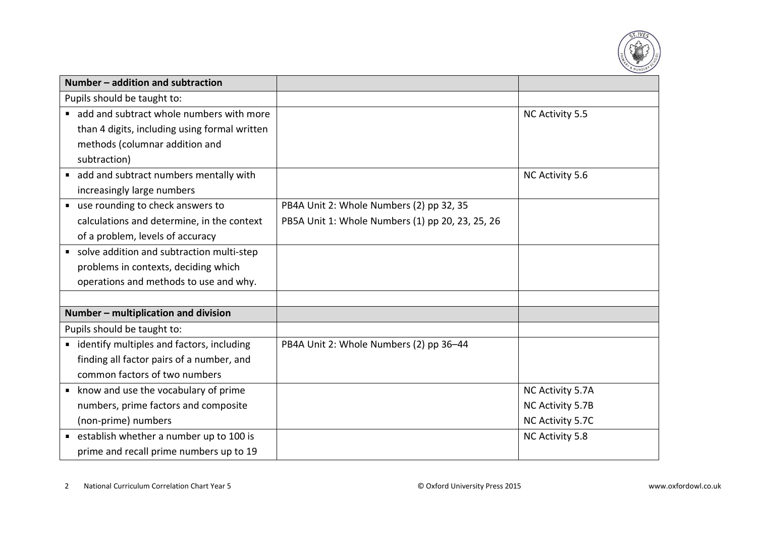| **Number – addition and subtraction** | | |
|---|---|---|
| Pupils should be taught to: | | |
| ▪ add and subtract whole numbers with more than 4 digits, including using formal written methods (columnar addition and subtraction) | | NC Activity 5.5 |
| ▪ add and subtract numbers mentally with increasingly large numbers | | NC Activity 5.6 |
| ▪ use rounding to check answers to calculations and determine, in the context of a problem, levels of accuracy | PB4A Unit 2: Whole Numbers (2) pp 32, 35<br>PB5A Unit 1: Whole Numbers (1) pp 20, 23, 25, 26 | |
| ▪ solve addition and subtraction multi-step problems in contexts, deciding which operations and methods to use and why. | | |
| | | |
| **Number – multiplication and division** | | |
| Pupils should be taught to: | | |
| ▪ identify multiples and factors, including finding all factor pairs of a number, and common factors of two numbers | PB4A Unit 2: Whole Numbers (2) pp 36–44 | |
| ▪ know and use the vocabulary of prime numbers, prime factors and composite (non-prime) numbers | | NC Activity 5.7A<br>NC Activity 5.7B<br>NC Activity 5.7C |
| ▪ establish whether a number up to 100 is prime and recall prime numbers up to 19 | | NC Activity 5.8 |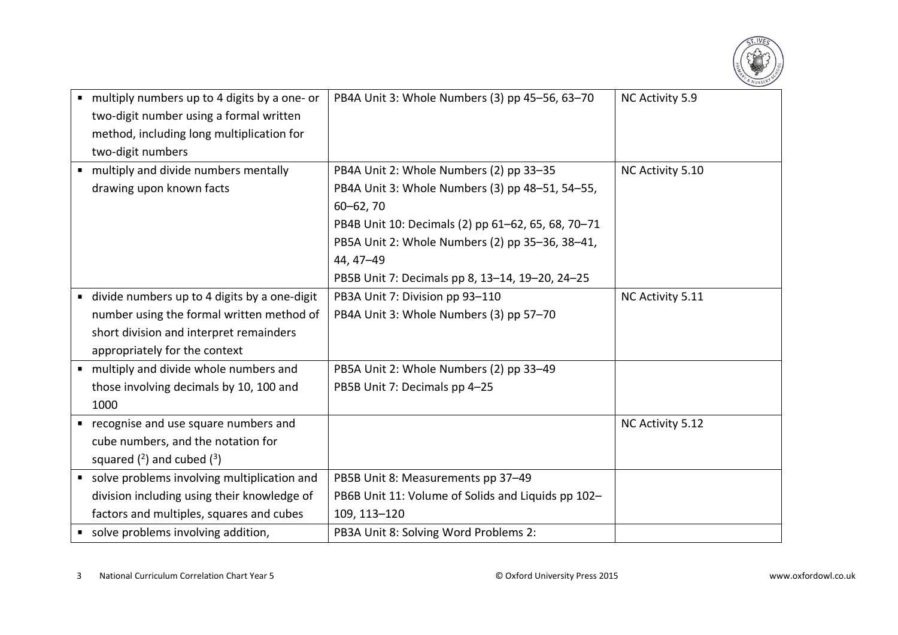| | | |
|---|---|---|
| ▪ multiply numbers up to 4 digits by a one- or two-digit number using a formal written method, including long multiplication for two-digit numbers | PB4A Unit 3: Whole Numbers (3) pp 45–56, 63–70 | NC Activity 5.9 |
| ▪ multiply and divide numbers mentally drawing upon known facts | PB4A Unit 2: Whole Numbers (2) pp 33–35<br>PB4A Unit 3: Whole Numbers (3) pp 48–51, 54–55, 60–62, 70<br>PB4B Unit 10: Decimals (2) pp 61–62, 65, 68, 70–71<br>PB5A Unit 2: Whole Numbers (2) pp 35–36, 38–41, 44, 47–49<br>PB5B Unit 7: Decimals pp 8, 13–14, 19–20, 24–25 | NC Activity 5.10 |
| ▪ divide numbers up to 4 digits by a one-digit number using the formal written method of short division and interpret remainders appropriately for the context | PB3A Unit 7: Division pp 93–110<br>PB4A Unit 3: Whole Numbers (3) pp 57–70 | NC Activity 5.11 |
| ▪ multiply and divide whole numbers and those involving decimals by 10, 100 and 1000 | PB5A Unit 2: Whole Numbers (2) pp 33–49<br>PB5B Unit 7: Decimals pp 4–25 | |
| ▪ recognise and use square numbers and cube numbers, and the notation for squared ($^2$) and cubed ($^3$) | | NC Activity 5.12 |
| ▪ solve problems involving multiplication and division including using their knowledge of factors and multiples, squares and cubes | PB5B Unit 8: Measurements pp 37–49<br>PB6B Unit 11: Volume of Solids and Liquids pp 102–109, 113–120 | |
| ▪ solve problems involving addition, | PB3A Unit 8: Solving Word Problems 2: | |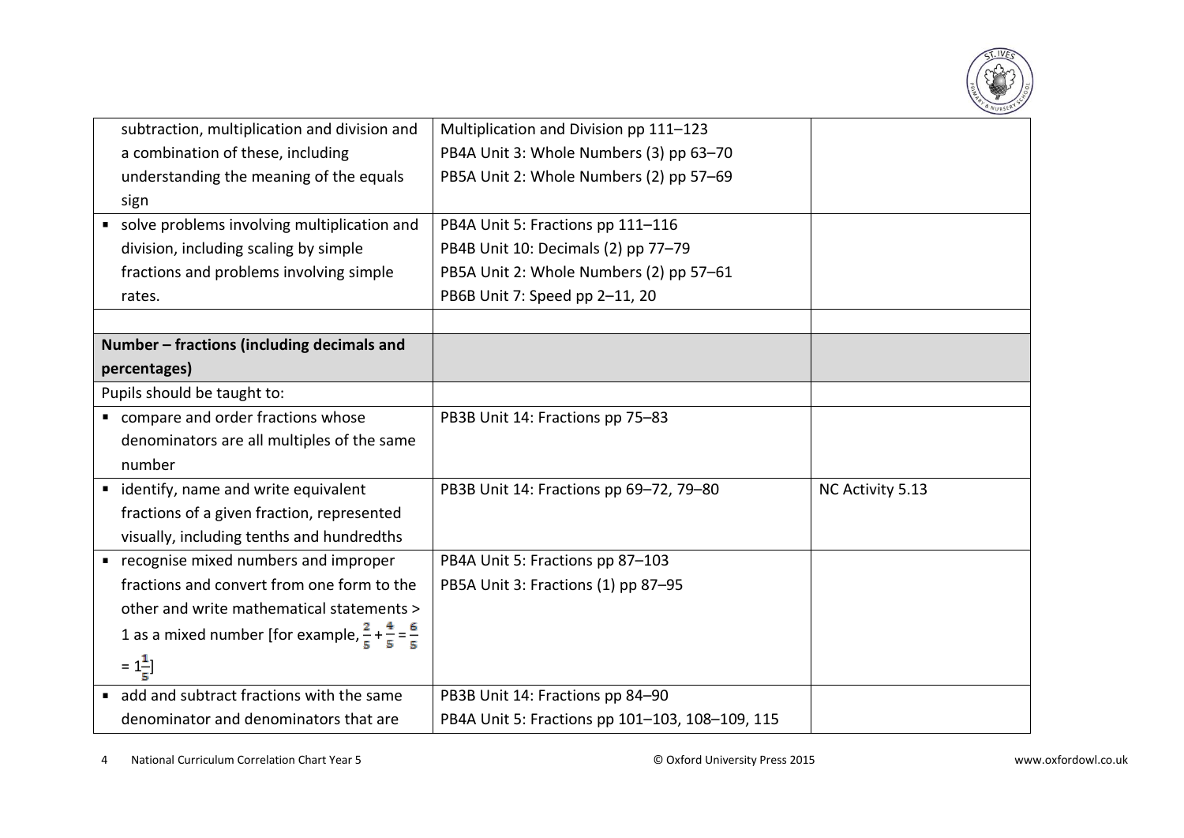| | | |
|---|---|---|
| subtraction, multiplication and division and a combination of these, including understanding the meaning of the equals sign | Multiplication and Division pp 111–123<br>PB4A Unit 3: Whole Numbers (3) pp 63–70<br>PB5A Unit 2: Whole Numbers (2) pp 57–69 | |
| ▪ solve problems involving multiplication and division, including scaling by simple fractions and problems involving simple rates. | PB4A Unit 5: Fractions pp 111–116<br>PB4B Unit 10: Decimals (2) pp 77–79<br>PB5A Unit 2: Whole Numbers (2) pp 57–61<br>PB6B Unit 7: Speed pp 2–11, 20 | |
| | | |
| **Number – fractions (including decimals and percentages)** | | |
| Pupils should be taught to: | | |
| ▪ compare and order fractions whose denominators are all multiples of the same number | PB3B Unit 14: Fractions pp 75–83 | |
| ▪ identify, name and write equivalent fractions of a given fraction, represented visually, including tenths and hundredths | PB3B Unit 14: Fractions pp 69–72, 79–80 | NC Activity 5.13 |
| ▪ recognise mixed numbers and improper fractions and convert from one form to the other and write mathematical statements > 1 as a mixed number [for example, $\frac{2}{5} + \frac{4}{5} = \frac{6}{5} = 1\frac{1}{5}$] | PB4A Unit 5: Fractions pp 87–103<br>PB5A Unit 3: Fractions (1) pp 87–95 | |
| ▪ add and subtract fractions with the same denominator and denominators that are | PB3B Unit 14: Fractions pp 84–90<br>PB4A Unit 5: Fractions pp 101–103, 108–109, 115 | |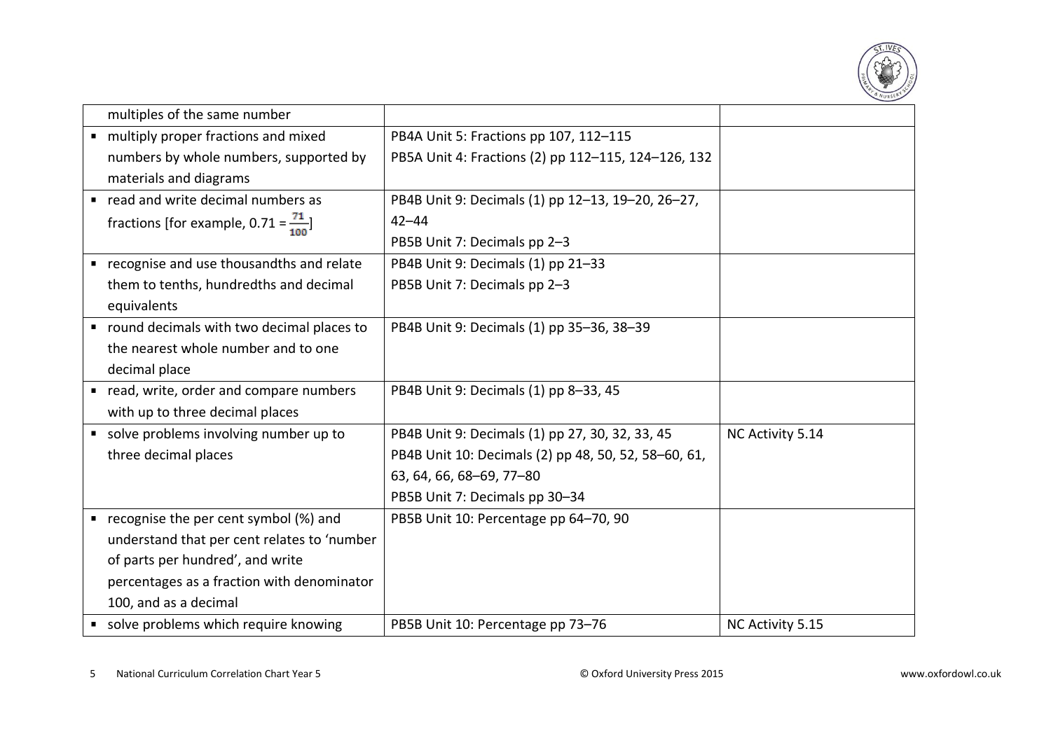| | | |
|---|---|---|
| multiples of the same number | | |
| ▪ multiply proper fractions and mixed numbers by whole numbers, supported by materials and diagrams | PB4A Unit 5: Fractions pp 107, 112–115<br>PB5A Unit 4: Fractions (2) pp 112–115, 124–126, 132 | |
| ▪ read and write decimal numbers as fractions [for example, $0.71 = \frac{71}{100}$] | PB4B Unit 9: Decimals (1) pp 12–13, 19–20, 26–27, 42–44<br>PB5B Unit 7: Decimals pp 2–3 | |
| ▪ recognise and use thousandths and relate them to tenths, hundredths and decimal equivalents | PB4B Unit 9: Decimals (1) pp 21–33<br>PB5B Unit 7: Decimals pp 2–3 | |
| ▪ round decimals with two decimal places to the nearest whole number and to one decimal place | PB4B Unit 9: Decimals (1) pp 35–36, 38–39 | |
| ▪ read, write, order and compare numbers with up to three decimal places | PB4B Unit 9: Decimals (1) pp 8–33, 45 | |
| ▪ solve problems involving number up to three decimal places | PB4B Unit 9: Decimals (1) pp 27, 30, 32, 33, 45<br>PB4B Unit 10: Decimals (2) pp 48, 50, 52, 58–60, 61, 63, 64, 66, 68–69, 77–80<br>PB5B Unit 7: Decimals pp 30–34 | NC Activity 5.14 |
| ▪ recognise the per cent symbol (%) and understand that per cent relates to 'number of parts per hundred', and write percentages as a fraction with denominator 100, and as a decimal | PB5B Unit 10: Percentage pp 64–70, 90 | |
| ▪ solve problems which require knowing | PB5B Unit 10: Percentage pp 73–76 | NC Activity 5.15 |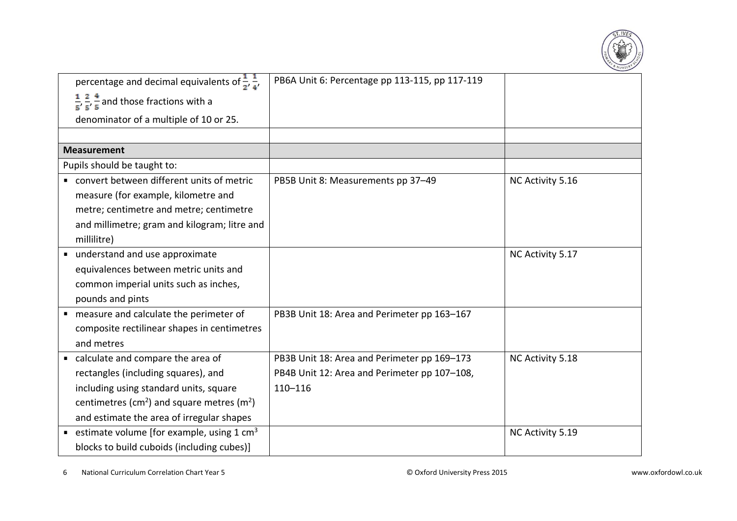| | | |
|---|---|---|
| percentage and decimal equivalents of $\frac{1}{2}$, $\frac{1}{4}$, $\frac{1}{5}$, $\frac{2}{5}$, $\frac{4}{5}$ and those fractions with a denominator of a multiple of 10 or 25. | PB6A Unit 6: Percentage pp 113-115, pp 117-119 | |
| | | |
| **Measurement** | | |
| Pupils should be taught to: | | |
| ▪ convert between different units of metric measure (for example, kilometre and metre; centimetre and metre; centimetre and millimetre; gram and kilogram; litre and millilitre) | PB5B Unit 8: Measurements pp 37–49 | NC Activity 5.16 |
| ▪ understand and use approximate equivalences between metric units and common imperial units such as inches, pounds and pints | | NC Activity 5.17 |
| ▪ measure and calculate the perimeter of composite rectilinear shapes in centimetres and metres | PB3B Unit 18: Area and Perimeter pp 163–167 | |
| ▪ calculate and compare the area of rectangles (including squares), and including using standard units, square centimetres ($cm^2$) and square metres ($m^2$) and estimate the area of irregular shapes | PB3B Unit 18: Area and Perimeter pp 169–173<br>PB4B Unit 12: Area and Perimeter pp 107–108, 110–116 | NC Activity 5.18 |
| ▪ estimate volume [for example, using 1 $cm^3$ blocks to build cuboids (including cubes)] | | NC Activity 5.19 |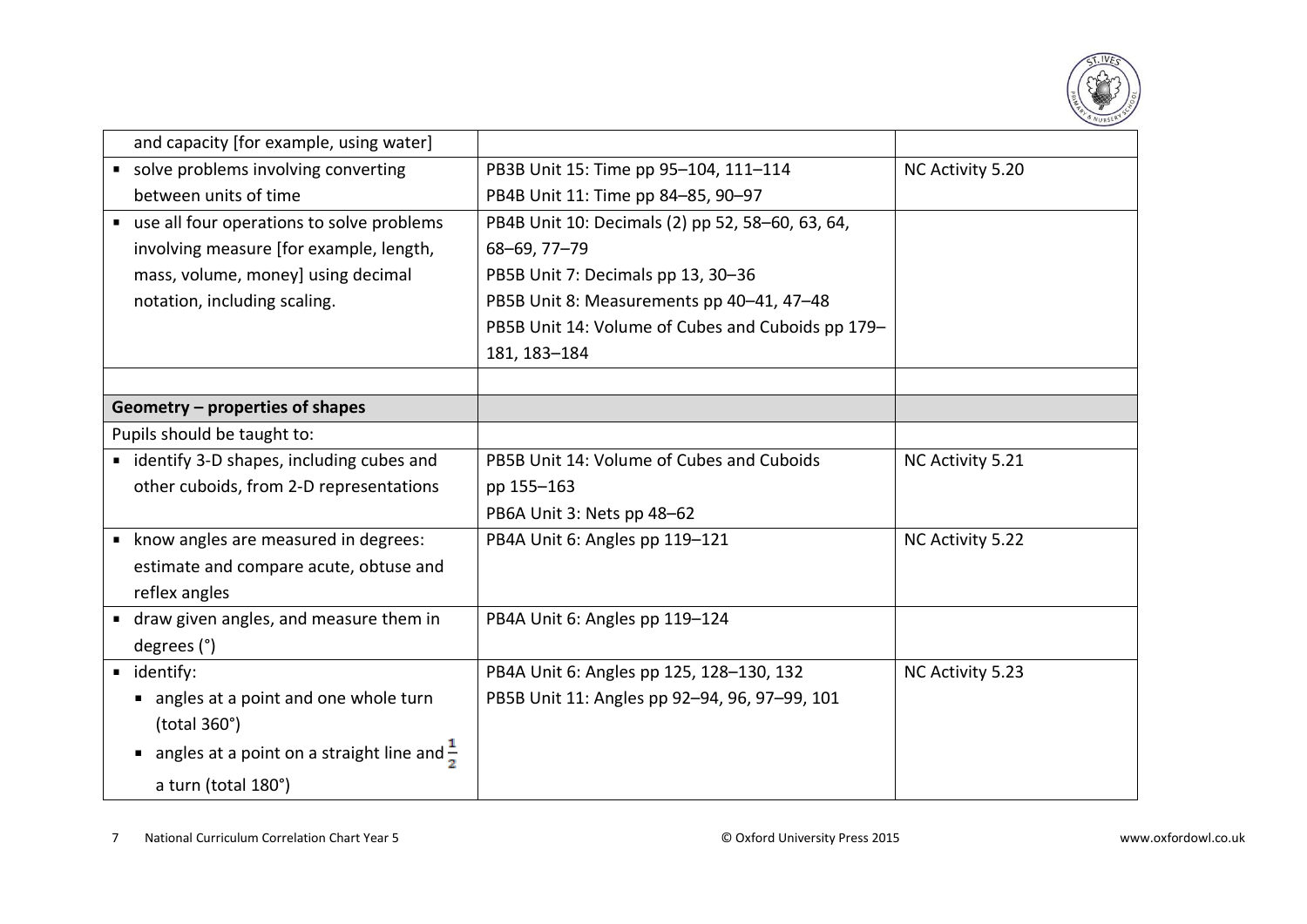|  |  |  |
|---|---|---|
| and capacity [for example, using water] |  |  |
| ▪ solve problems involving converting between units of time | PB3B Unit 15: Time pp 95–104, 111–114<br>PB4B Unit 11: Time pp 84–85, 90–97 | NC Activity 5.20 |
| ▪ use all four operations to solve problems involving measure [for example, length, mass, volume, money] using decimal notation, including scaling. | PB4B Unit 10: Decimals (2) pp 52, 58–60, 63, 64, 68–69, 77–79<br>PB5B Unit 7: Decimals pp 13, 30–36<br>PB5B Unit 8: Measurements pp 40–41, 47–48<br>PB5B Unit 14: Volume of Cubes and Cuboids pp 179–181, 183–184 |  |
|  |  |  |
| **Geometry – properties of shapes** |  |  |
| Pupils should be taught to: |  |  |
| ▪ identify 3-D shapes, including cubes and other cuboids, from 2-D representations | PB5B Unit 14: Volume of Cubes and Cuboids pp 155–163<br>PB6A Unit 3: Nets pp 48–62 | NC Activity 5.21 |
| ▪ know angles are measured in degrees: estimate and compare acute, obtuse and reflex angles | PB4A Unit 6: Angles pp 119–121 | NC Activity 5.22 |
| ▪ draw given angles, and measure them in degrees (°) | PB4A Unit 6: Angles pp 119–124 |  |
| ▪ identify:<br>▪ angles at a point and one whole turn (total 360°)<br>▪ angles at a point on a straight line and $\frac{1}{2}$ a turn (total 180°) | PB4A Unit 6: Angles pp 125, 128–130, 132<br>PB5B Unit 11: Angles pp 92–94, 96, 97–99, 101 | NC Activity 5.23 |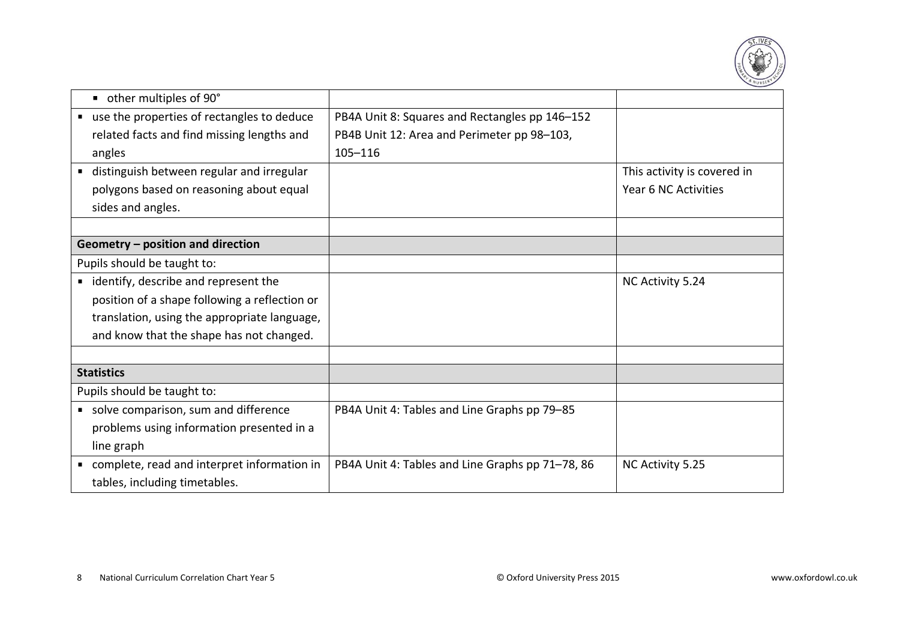| | | |
|---|---|---|
| ▪ other multiples of 90° | | |
| ▪ use the properties of rectangles to deduce related facts and find missing lengths and angles | PB4A Unit 8: Squares and Rectangles pp 146–152<br>PB4B Unit 12: Area and Perimeter pp 98–103, 105–116 | |
| ▪ distinguish between regular and irregular polygons based on reasoning about equal sides and angles. | | This activity is covered in Year 6 NC Activities |
| | | |
| **Geometry – position and direction** | | |
| Pupils should be taught to: | | |
| ▪ identify, describe and represent the position of a shape following a reflection or translation, using the appropriate language, and know that the shape has not changed. | | NC Activity 5.24 |
| | | |
| **Statistics** | | |
| Pupils should be taught to: | | |
| ▪ solve comparison, sum and difference problems using information presented in a line graph | PB4A Unit 4: Tables and Line Graphs pp 79–85 | |
| ▪ complete, read and interpret information in tables, including timetables. | PB4A Unit 4: Tables and Line Graphs pp 71–78, 86 | NC Activity 5.25 |